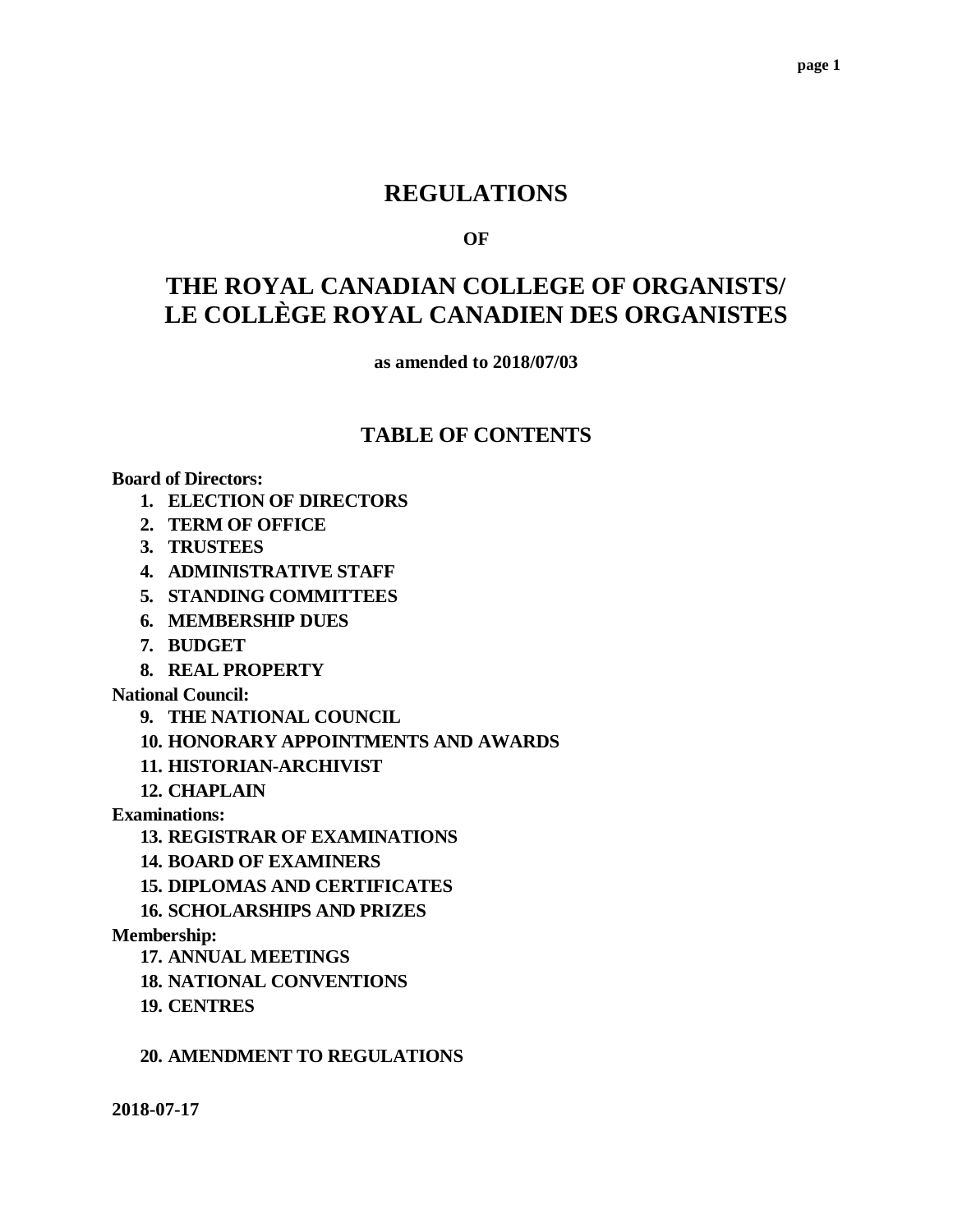# REGULATIONS

**OF**

# THE ROYAL CANADIAN COLLEGE OF ORGANISTS/ LE COLLÈGE ROYAL CANADIEN DES ORGANISTES

**as amended to 2018/07/03**

## TABLE OF CONTENTS

**Board of Directors:**

1. **ELECTION OF DIRECTORS**
2. **TERM OF OFFICE**
3. **TRUSTEES**
4. **ADMINISTRATIVE STAFF**
5. **STANDING COMMITTEES**
6. **MEMBERSHIP DUES**
7. **BUDGET**
8. **REAL PROPERTY**

**National Council:**

9. **THE NATIONAL COUNCIL**
10. **HONORARY APPOINTMENTS AND AWARDS**
11. **HISTORIAN-ARCHIVIST**
12. **CHAPLAIN**

**Examinations:**

13. **REGISTRAR OF EXAMINATIONS**
14. **BOARD OF EXAMINERS**
15. **DIPLOMAS AND CERTIFICATES**
16. **SCHOLARSHIPS AND PRIZES**

**Membership:**

17. **ANNUAL MEETINGS**
18. **NATIONAL CONVENTIONS**
19. **CENTRES**

20. **AMENDMENT TO REGULATIONS**

**2018-07-17**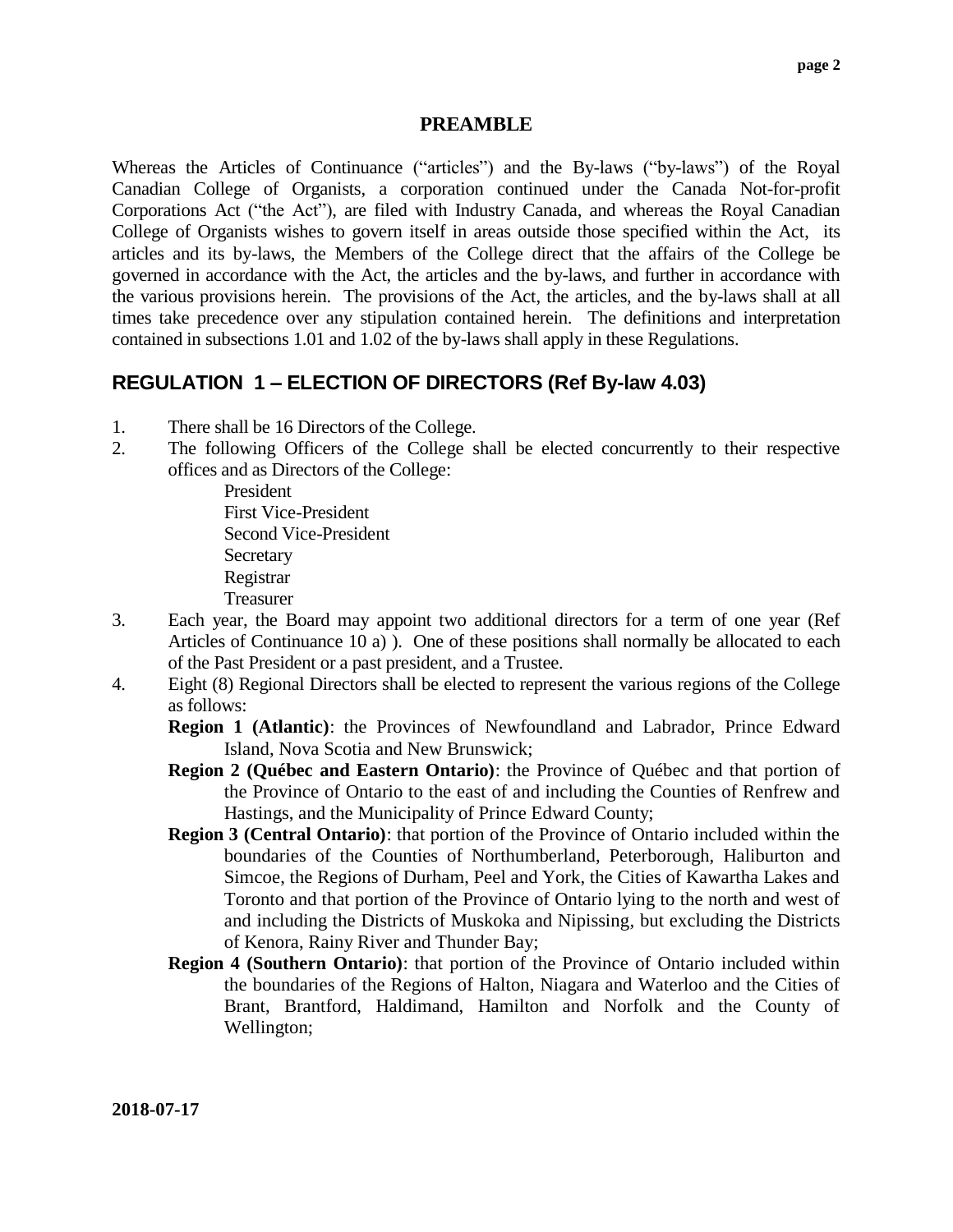## PREAMBLE

Whereas the Articles of Continuance ("articles") and the By-laws ("by-laws") of the Royal Canadian College of Organists, a corporation continued under the Canada Not-for-profit Corporations Act ("the Act"), are filed with Industry Canada, and whereas the Royal Canadian College of Organists wishes to govern itself in areas outside those specified within the Act, its articles and its by-laws, the Members of the College direct that the affairs of the College be governed in accordance with the Act, the articles and the by-laws, and further in accordance with the various provisions herein. The provisions of the Act, the articles, and the by-laws shall at all times take precedence over any stipulation contained herein. The definitions and interpretation contained in subsections 1.01 and 1.02 of the by-laws shall apply in these Regulations.

## REGULATION 1 – ELECTION OF DIRECTORS (Ref By-law 4.03)

1. There shall be 16 Directors of the College.
2. The following Officers of the College shall be elected concurrently to their respective offices and as Directors of the College:
   - President
   - First Vice-President
   - Second Vice-President
   - Secretary
   - Registrar
   - Treasurer
3. Each year, the Board may appoint two additional directors for a term of one year (Ref Articles of Continuance 10 a) ). One of these positions shall normally be allocated to each of the Past President or a past president, and a Trustee.
4. Eight (8) Regional Directors shall be elected to represent the various regions of the College as follows:

   **Region 1 (Atlantic)**: the Provinces of Newfoundland and Labrador, Prince Edward Island, Nova Scotia and New Brunswick;

   **Region 2 (Québec and Eastern Ontario)**: the Province of Québec and that portion of the Province of Ontario to the east of and including the Counties of Renfrew and Hastings, and the Municipality of Prince Edward County;

   **Region 3 (Central Ontario)**: that portion of the Province of Ontario included within the boundaries of the Counties of Northumberland, Peterborough, Haliburton and Simcoe, the Regions of Durham, Peel and York, the Cities of Kawartha Lakes and Toronto and that portion of the Province of Ontario lying to the north and west of and including the Districts of Muskoka and Nipissing, but excluding the Districts of Kenora, Rainy River and Thunder Bay;

   **Region 4 (Southern Ontario)**: that portion of the Province of Ontario included within the boundaries of the Regions of Halton, Niagara and Waterloo and the Cities of Brant, Brantford, Haldimand, Hamilton and Norfolk and the County of Wellington;

2018-07-17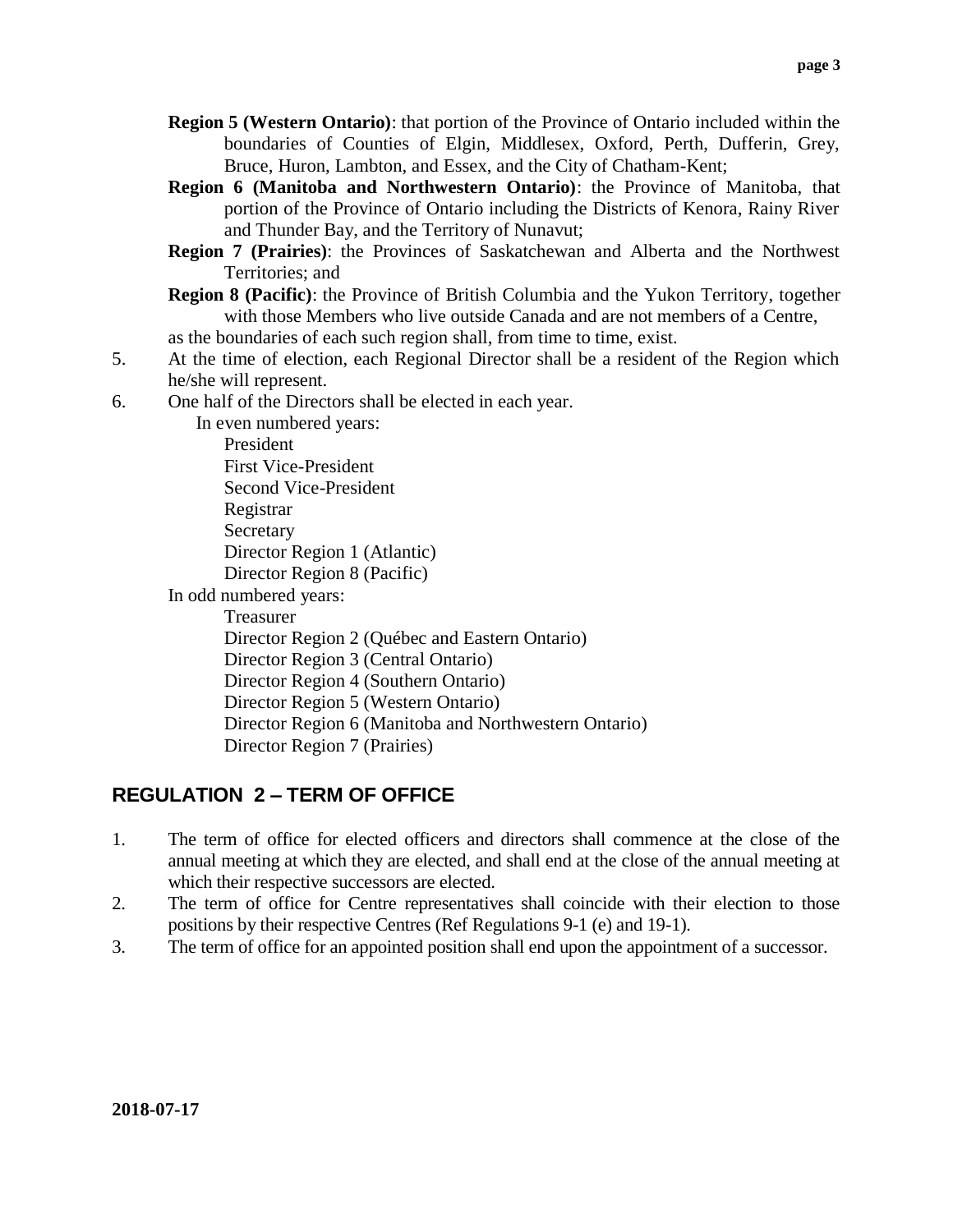**Region 5 (Western Ontario)**: that portion of the Province of Ontario included within the boundaries of Counties of Elgin, Middlesex, Oxford, Perth, Dufferin, Grey, Bruce, Huron, Lambton, and Essex, and the City of Chatham-Kent;

**Region 6 (Manitoba and Northwestern Ontario)**: the Province of Manitoba, that portion of the Province of Ontario including the Districts of Kenora, Rainy River and Thunder Bay, and the Territory of Nunavut;

**Region 7 (Prairies)**: the Provinces of Saskatchewan and Alberta and the Northwest Territories; and

**Region 8 (Pacific)**: the Province of British Columbia and the Yukon Territory, together with those Members who live outside Canada and are not members of a Centre,

as the boundaries of each such region shall, from time to time, exist.

5. At the time of election, each Regional Director shall be a resident of the Region which he/she will represent.
6. One half of the Directors shall be elected in each year.

   In even numbered years:
   - President
   - First Vice-President
   - Second Vice-President
   - Registrar
   - Secretary
   - Director Region 1 (Atlantic)
   - Director Region 8 (Pacific)

   In odd numbered years:
   - Treasurer
   - Director Region 2 (Québec and Eastern Ontario)
   - Director Region 3 (Central Ontario)
   - Director Region 4 (Southern Ontario)
   - Director Region 5 (Western Ontario)
   - Director Region 6 (Manitoba and Northwestern Ontario)
   - Director Region 7 (Prairies)

## REGULATION 2 – TERM OF OFFICE

1. The term of office for elected officers and directors shall commence at the close of the annual meeting at which they are elected, and shall end at the close of the annual meeting at which their respective successors are elected.
2. The term of office for Centre representatives shall coincide with their election to those positions by their respective Centres (Ref Regulations 9-1 (e) and 19-1).
3. The term of office for an appointed position shall end upon the appointment of a successor.

**2018-07-17**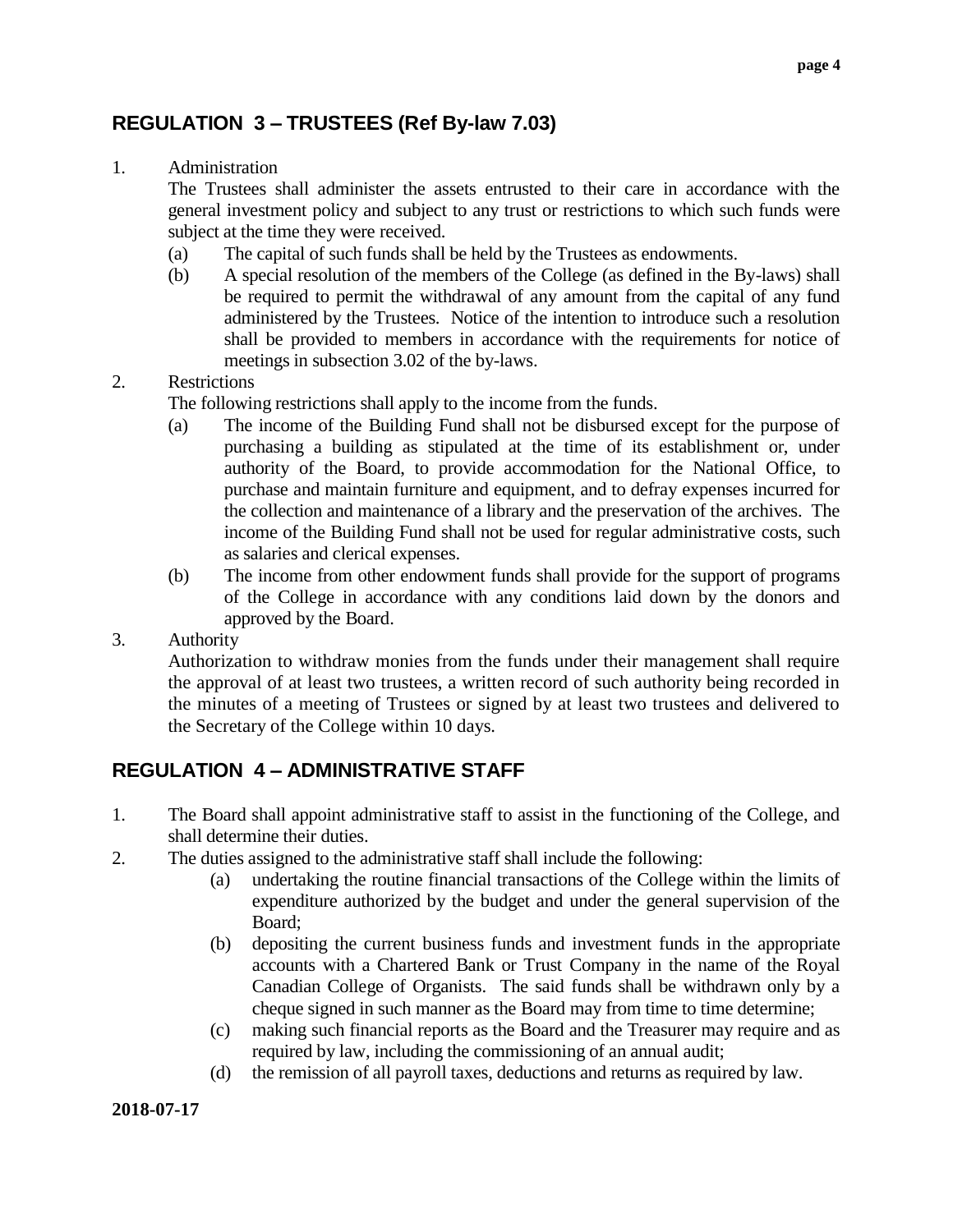## REGULATION 3 – TRUSTEES (Ref By-law 7.03)

1. Administration

   The Trustees shall administer the assets entrusted to their care in accordance with the general investment policy and subject to any trust or restrictions to which such funds were subject at the time they were received.

   (a) The capital of such funds shall be held by the Trustees as endowments.

   (b) A special resolution of the members of the College (as defined in the By-laws) shall be required to permit the withdrawal of any amount from the capital of any fund administered by the Trustees. Notice of the intention to introduce such a resolution shall be provided to members in accordance with the requirements for notice of meetings in subsection 3.02 of the by-laws.

2. Restrictions

   The following restrictions shall apply to the income from the funds.

   (a) The income of the Building Fund shall not be disbursed except for the purpose of purchasing a building as stipulated at the time of its establishment or, under authority of the Board, to provide accommodation for the National Office, to purchase and maintain furniture and equipment, and to defray expenses incurred for the collection and maintenance of a library and the preservation of the archives. The income of the Building Fund shall not be used for regular administrative costs, such as salaries and clerical expenses.

   (b) The income from other endowment funds shall provide for the support of programs of the College in accordance with any conditions laid down by the donors and approved by the Board.

3. Authority

   Authorization to withdraw monies from the funds under their management shall require the approval of at least two trustees, a written record of such authority being recorded in the minutes of a meeting of Trustees or signed by at least two trustees and delivered to the Secretary of the College within 10 days.

## REGULATION 4 – ADMINISTRATIVE STAFF

1. The Board shall appoint administrative staff to assist in the functioning of the College, and shall determine their duties.
2. The duties assigned to the administrative staff shall include the following:

   (a) undertaking the routine financial transactions of the College within the limits of expenditure authorized by the budget and under the general supervision of the Board;

   (b) depositing the current business funds and investment funds in the appropriate accounts with a Chartered Bank or Trust Company in the name of the Royal Canadian College of Organists. The said funds shall be withdrawn only by a cheque signed in such manner as the Board may from time to time determine;

   (c) making such financial reports as the Board and the Treasurer may require and as required by law, including the commissioning of an annual audit;

   (d) the remission of all payroll taxes, deductions and returns as required by law.

**2018-07-17**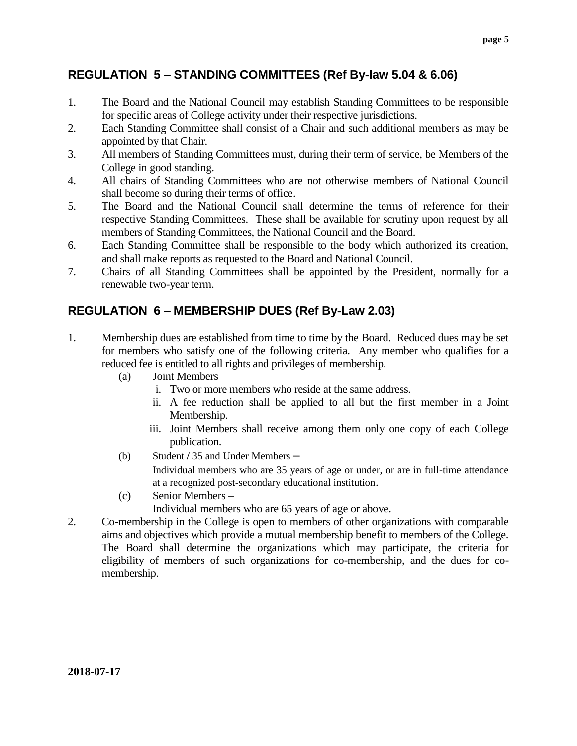## REGULATION 5 – STANDING COMMITTEES (Ref By-law 5.04 & 6.06)

1. The Board and the National Council may establish Standing Committees to be responsible for specific areas of College activity under their respective jurisdictions.
2. Each Standing Committee shall consist of a Chair and such additional members as may be appointed by that Chair.
3. All members of Standing Committees must, during their term of service, be Members of the College in good standing.
4. All chairs of Standing Committees who are not otherwise members of National Council shall become so during their terms of office.
5. The Board and the National Council shall determine the terms of reference for their respective Standing Committees. These shall be available for scrutiny upon request by all members of Standing Committees, the National Council and the Board.
6. Each Standing Committee shall be responsible to the body which authorized its creation, and shall make reports as requested to the Board and National Council.
7. Chairs of all Standing Committees shall be appointed by the President, normally for a renewable two-year term.

## REGULATION 6 – MEMBERSHIP DUES (Ref By-Law 2.03)

1. Membership dues are established from time to time by the Board. Reduced dues may be set for members who satisfy one of the following criteria. Any member who qualifies for a reduced fee is entitled to all rights and privileges of membership.
   - (a) Joint Members –
     - i. Two or more members who reside at the same address.
     - ii. A fee reduction shall be applied to all but the first member in a Joint Membership.
     - iii. Joint Members shall receive among them only one copy of each College publication.
   - (b) Student / 35 and Under Members –

     Individual members who are 35 years of age or under, or are in full-time attendance at a recognized post-secondary educational institution.
   - (c) Senior Members –

     Individual members who are 65 years of age or above.
2. Co-membership in the College is open to members of other organizations with comparable aims and objectives which provide a mutual membership benefit to members of the College. The Board shall determine the organizations which may participate, the criteria for eligibility of members of such organizations for co-membership, and the dues for co-membership.

**2018-07-17**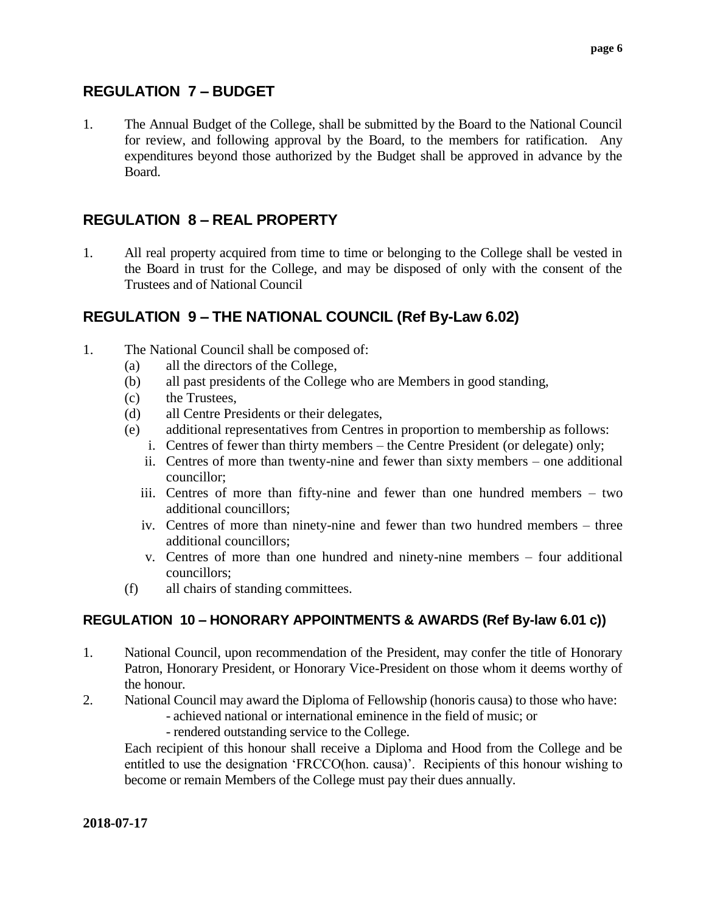## REGULATION 7 – BUDGET

1. The Annual Budget of the College, shall be submitted by the Board to the National Council for review, and following approval by the Board, to the members for ratification. Any expenditures beyond those authorized by the Budget shall be approved in advance by the Board.

## REGULATION 8 – REAL PROPERTY

1. All real property acquired from time to time or belonging to the College shall be vested in the Board in trust for the College, and may be disposed of only with the consent of the Trustees and of National Council

## REGULATION 9 – THE NATIONAL COUNCIL (Ref By-Law 6.02)

1. The National Council shall be composed of:
   - (a) all the directors of the College,
   - (b) all past presidents of the College who are Members in good standing,
   - (c) the Trustees,
   - (d) all Centre Presidents or their delegates,
   - (e) additional representatives from Centres in proportion to membership as follows:
     - i. Centres of fewer than thirty members – the Centre President (or delegate) only;
     - ii. Centres of more than twenty-nine and fewer than sixty members – one additional councillor;
     - iii. Centres of more than fifty-nine and fewer than one hundred members – two additional councillors;
     - iv. Centres of more than ninety-nine and fewer than two hundred members – three additional councillors;
     - v. Centres of more than one hundred and ninety-nine members – four additional councillors;
   - (f) all chairs of standing committees.

### REGULATION 10 – HONORARY APPOINTMENTS & AWARDS (Ref By-law 6.01 c))

1. National Council, upon recommendation of the President, may confer the title of Honorary Patron, Honorary President, or Honorary Vice-President on those whom it deems worthy of the honour.
2. National Council may award the Diploma of Fellowship (honoris causa) to those who have:
   - achieved national or international eminence in the field of music; or
   - rendered outstanding service to the College.

   Each recipient of this honour shall receive a Diploma and Hood from the College and be entitled to use the designation 'FRCCO(hon. causa)'. Recipients of this honour wishing to become or remain Members of the College must pay their dues annually.

**2018-07-17**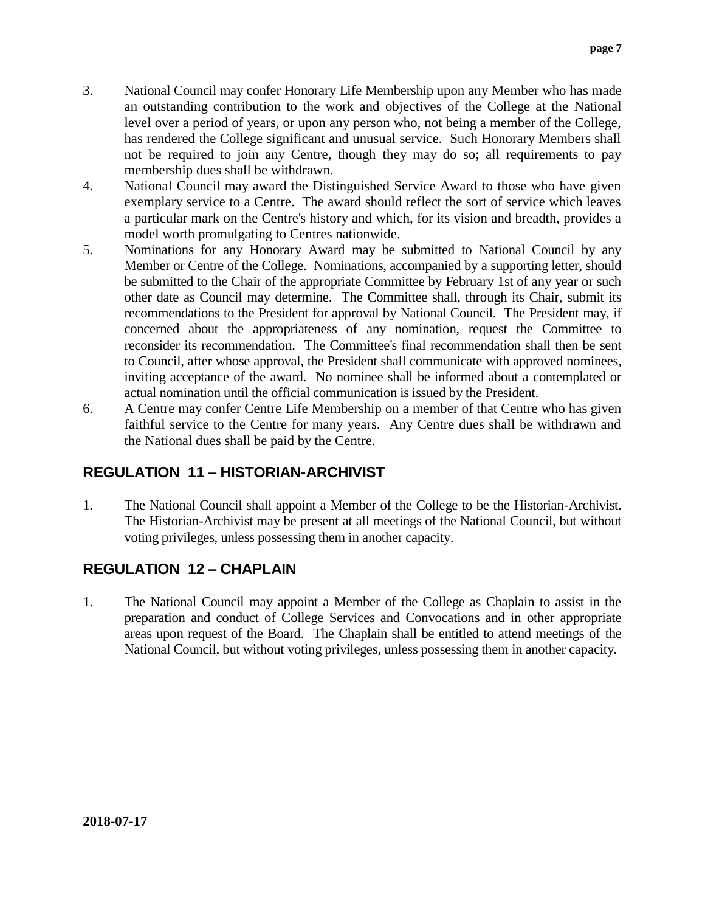3. National Council may confer Honorary Life Membership upon any Member who has made an outstanding contribution to the work and objectives of the College at the National level over a period of years, or upon any person who, not being a member of the College, has rendered the College significant and unusual service. Such Honorary Members shall not be required to join any Centre, though they may do so; all requirements to pay membership dues shall be withdrawn.
4. National Council may award the Distinguished Service Award to those who have given exemplary service to a Centre. The award should reflect the sort of service which leaves a particular mark on the Centre's history and which, for its vision and breadth, provides a model worth promulgating to Centres nationwide.
5. Nominations for any Honorary Award may be submitted to National Council by any Member or Centre of the College. Nominations, accompanied by a supporting letter, should be submitted to the Chair of the appropriate Committee by February 1st of any year or such other date as Council may determine. The Committee shall, through its Chair, submit its recommendations to the President for approval by National Council. The President may, if concerned about the appropriateness of any nomination, request the Committee to reconsider its recommendation. The Committee's final recommendation shall then be sent to Council, after whose approval, the President shall communicate with approved nominees, inviting acceptance of the award. No nominee shall be informed about a contemplated or actual nomination until the official communication is issued by the President.
6. A Centre may confer Centre Life Membership on a member of that Centre who has given faithful service to the Centre for many years. Any Centre dues shall be withdrawn and the National dues shall be paid by the Centre.

## REGULATION 11 – HISTORIAN-ARCHIVIST

1. The National Council shall appoint a Member of the College to be the Historian-Archivist. The Historian-Archivist may be present at all meetings of the National Council, but without voting privileges, unless possessing them in another capacity.

## REGULATION 12 – CHAPLAIN

1. The National Council may appoint a Member of the College as Chaplain to assist in the preparation and conduct of College Services and Convocations and in other appropriate areas upon request of the Board. The Chaplain shall be entitled to attend meetings of the National Council, but without voting privileges, unless possessing them in another capacity.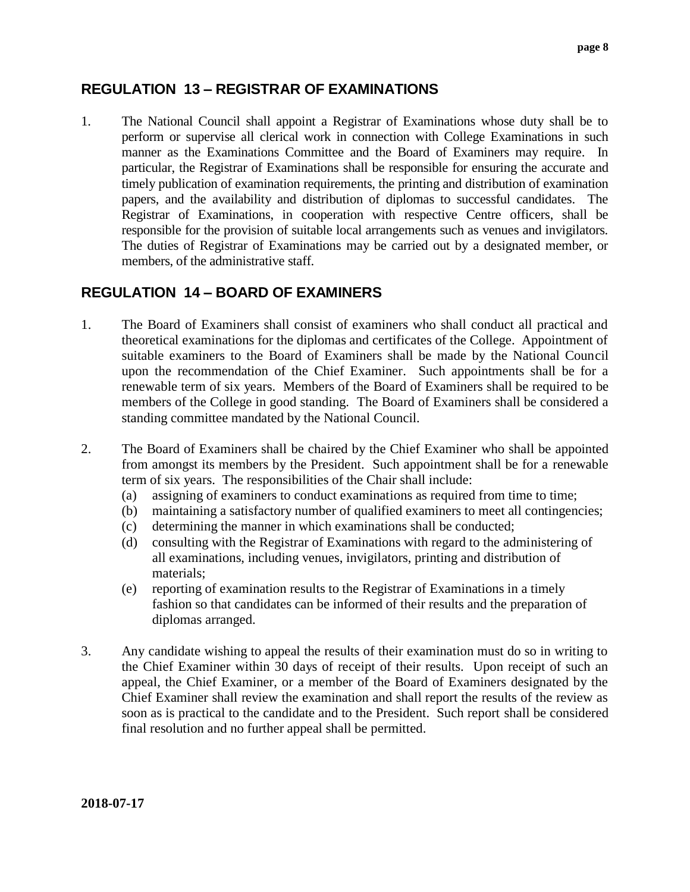## REGULATION 13 – REGISTRAR OF EXAMINATIONS

1. The National Council shall appoint a Registrar of Examinations whose duty shall be to perform or supervise all clerical work in connection with College Examinations in such manner as the Examinations Committee and the Board of Examiners may require. In particular, the Registrar of Examinations shall be responsible for ensuring the accurate and timely publication of examination requirements, the printing and distribution of examination papers, and the availability and distribution of diplomas to successful candidates. The Registrar of Examinations, in cooperation with respective Centre officers, shall be responsible for the provision of suitable local arrangements such as venues and invigilators. The duties of Registrar of Examinations may be carried out by a designated member, or members, of the administrative staff.

## REGULATION 14 – BOARD OF EXAMINERS

1. The Board of Examiners shall consist of examiners who shall conduct all practical and theoretical examinations for the diplomas and certificates of the College. Appointment of suitable examiners to the Board of Examiners shall be made by the National Council upon the recommendation of the Chief Examiner. Such appointments shall be for a renewable term of six years. Members of the Board of Examiners shall be required to be members of the College in good standing. The Board of Examiners shall be considered a standing committee mandated by the National Council.

2. The Board of Examiners shall be chaired by the Chief Examiner who shall be appointed from amongst its members by the President. Such appointment shall be for a renewable term of six years. The responsibilities of the Chair shall include:
   - (a) assigning of examiners to conduct examinations as required from time to time;
   - (b) maintaining a satisfactory number of qualified examiners to meet all contingencies;
   - (c) determining the manner in which examinations shall be conducted;
   - (d) consulting with the Registrar of Examinations with regard to the administering of all examinations, including venues, invigilators, printing and distribution of materials;
   - (e) reporting of examination results to the Registrar of Examinations in a timely fashion so that candidates can be informed of their results and the preparation of diplomas arranged.

3. Any candidate wishing to appeal the results of their examination must do so in writing to the Chief Examiner within 30 days of receipt of their results. Upon receipt of such an appeal, the Chief Examiner, or a member of the Board of Examiners designated by the Chief Examiner shall review the examination and shall report the results of the review as soon as is practical to the candidate and to the President. Such report shall be considered final resolution and no further appeal shall be permitted.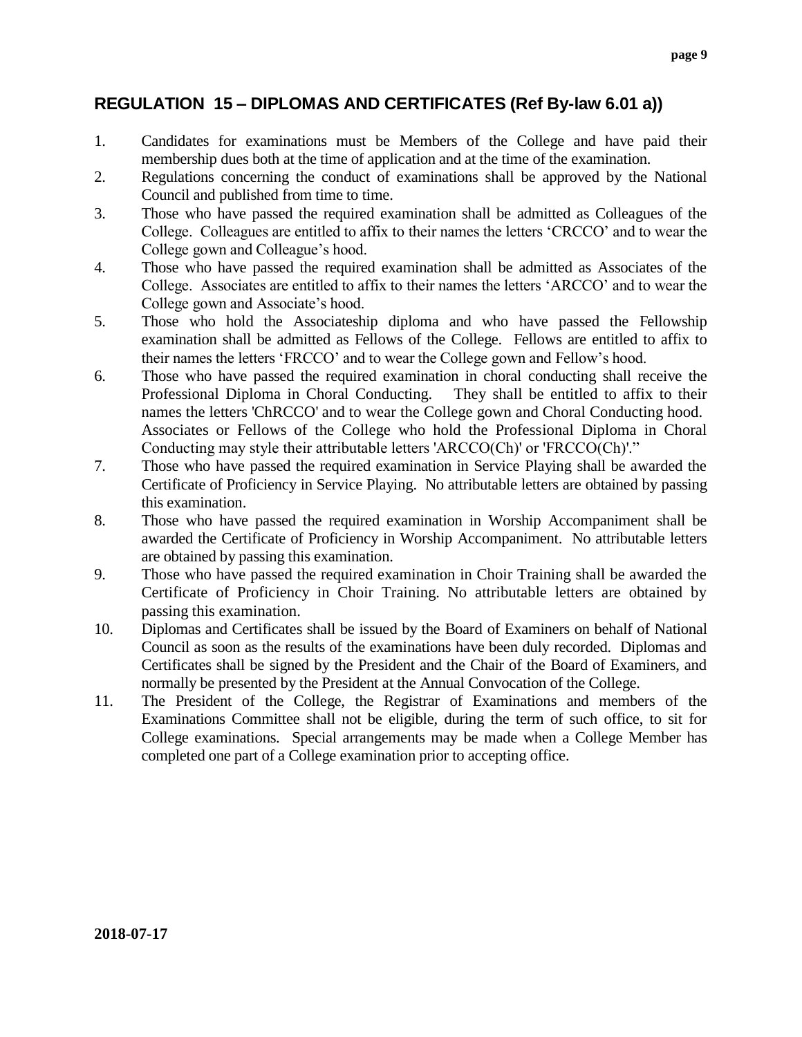## REGULATION 15 – DIPLOMAS AND CERTIFICATES (Ref By-law 6.01 a))

1. Candidates for examinations must be Members of the College and have paid their membership dues both at the time of application and at the time of the examination.
2. Regulations concerning the conduct of examinations shall be approved by the National Council and published from time to time.
3. Those who have passed the required examination shall be admitted as Colleagues of the College. Colleagues are entitled to affix to their names the letters 'CRCCO' and to wear the College gown and Colleague's hood.
4. Those who have passed the required examination shall be admitted as Associates of the College. Associates are entitled to affix to their names the letters 'ARCCO' and to wear the College gown and Associate's hood.
5. Those who hold the Associateship diploma and who have passed the Fellowship examination shall be admitted as Fellows of the College. Fellows are entitled to affix to their names the letters 'FRCCO' and to wear the College gown and Fellow's hood.
6. Those who have passed the required examination in choral conducting shall receive the Professional Diploma in Choral Conducting. They shall be entitled to affix to their names the letters 'ChRCCO' and to wear the College gown and Choral Conducting hood. Associates or Fellows of the College who hold the Professional Diploma in Choral Conducting may style their attributable letters 'ARCCO(Ch)' or 'FRCCO(Ch)'."
7. Those who have passed the required examination in Service Playing shall be awarded the Certificate of Proficiency in Service Playing. No attributable letters are obtained by passing this examination.
8. Those who have passed the required examination in Worship Accompaniment shall be awarded the Certificate of Proficiency in Worship Accompaniment. No attributable letters are obtained by passing this examination.
9. Those who have passed the required examination in Choir Training shall be awarded the Certificate of Proficiency in Choir Training. No attributable letters are obtained by passing this examination.
10. Diplomas and Certificates shall be issued by the Board of Examiners on behalf of National Council as soon as the results of the examinations have been duly recorded. Diplomas and Certificates shall be signed by the President and the Chair of the Board of Examiners, and normally be presented by the President at the Annual Convocation of the College.
11. The President of the College, the Registrar of Examinations and members of the Examinations Committee shall not be eligible, during the term of such office, to sit for College examinations. Special arrangements may be made when a College Member has completed one part of a College examination prior to accepting office.

**2018-07-17**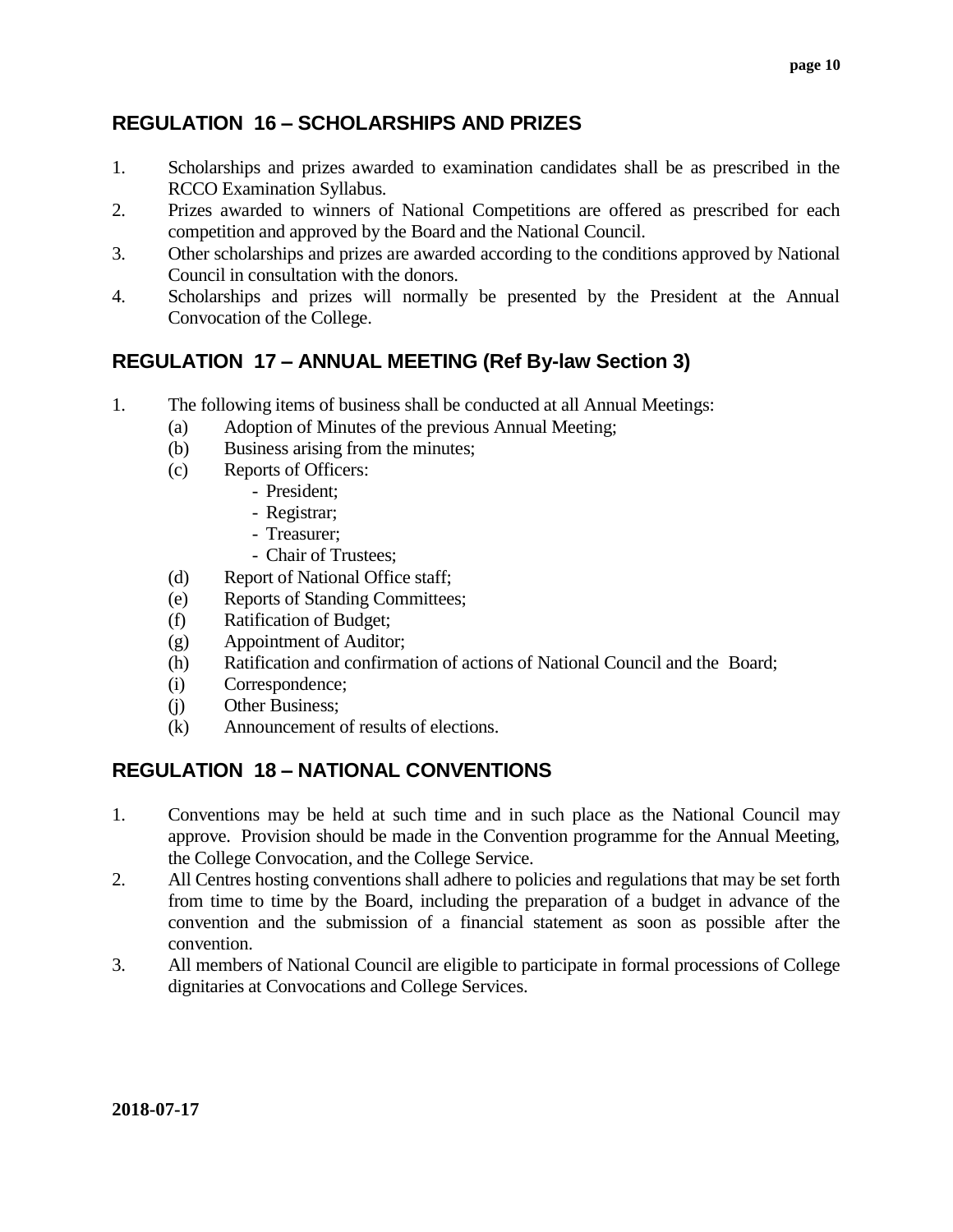## REGULATION 16 – SCHOLARSHIPS AND PRIZES

1. Scholarships and prizes awarded to examination candidates shall be as prescribed in the RCCO Examination Syllabus.
2. Prizes awarded to winners of National Competitions are offered as prescribed for each competition and approved by the Board and the National Council.
3. Other scholarships and prizes are awarded according to the conditions approved by National Council in consultation with the donors.
4. Scholarships and prizes will normally be presented by the President at the Annual Convocation of the College.

## REGULATION 17 – ANNUAL MEETING (Ref By-law Section 3)

1. The following items of business shall be conducted at all Annual Meetings:
   - (a) Adoption of Minutes of the previous Annual Meeting;
   - (b) Business arising from the minutes;
   - (c) Reports of Officers:
     - President;
     - Registrar;
     - Treasurer;
     - Chair of Trustees;
   - (d) Report of National Office staff;
   - (e) Reports of Standing Committees;
   - (f) Ratification of Budget;
   - (g) Appointment of Auditor;
   - (h) Ratification and confirmation of actions of National Council and the Board;
   - (i) Correspondence;
   - (j) Other Business;
   - (k) Announcement of results of elections.

## REGULATION 18 – NATIONAL CONVENTIONS

1. Conventions may be held at such time and in such place as the National Council may approve. Provision should be made in the Convention programme for the Annual Meeting, the College Convocation, and the College Service.
2. All Centres hosting conventions shall adhere to policies and regulations that may be set forth from time to time by the Board, including the preparation of a budget in advance of the convention and the submission of a financial statement as soon as possible after the convention.
3. All members of National Council are eligible to participate in formal processions of College dignitaries at Convocations and College Services.

**2018-07-17**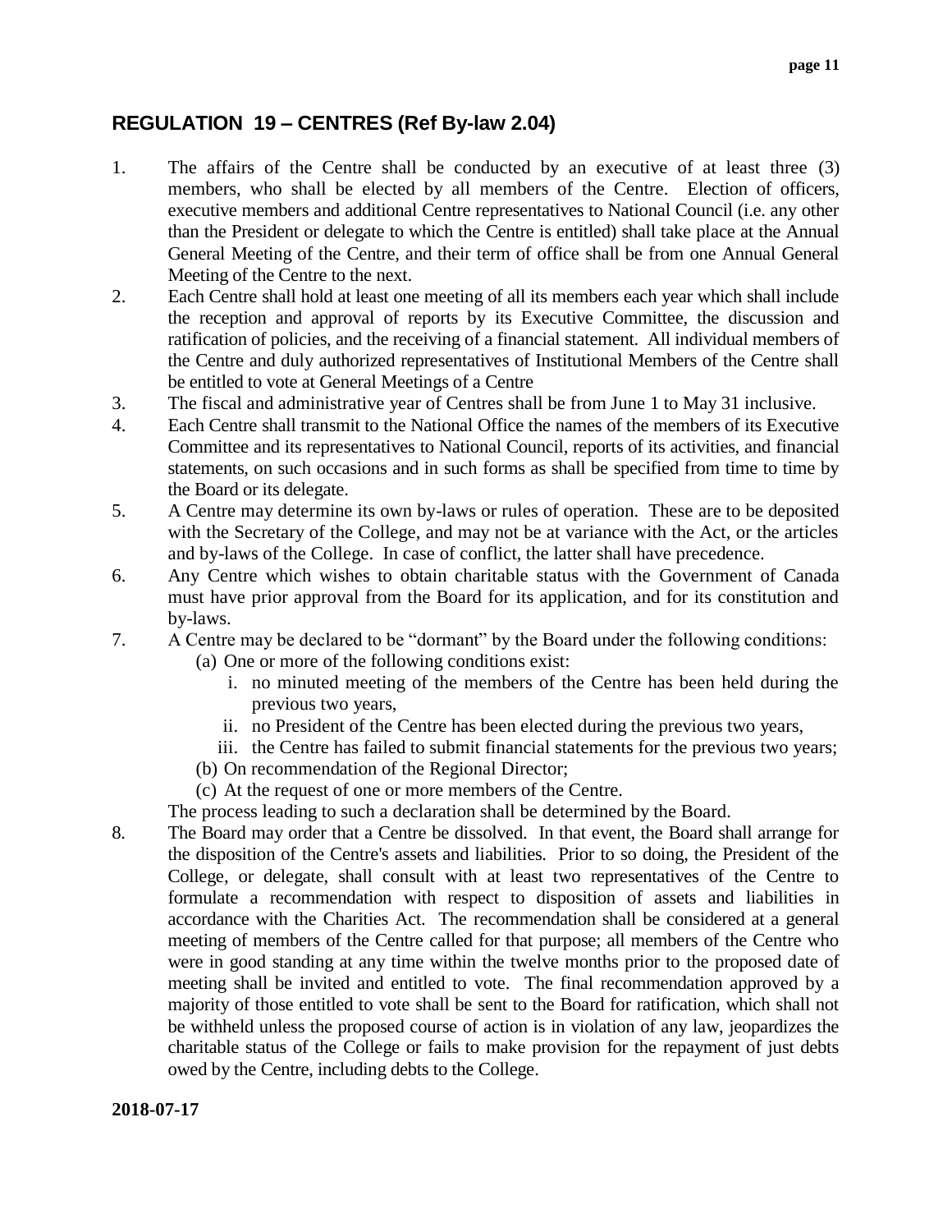## REGULATION 19 – CENTRES (Ref By-law 2.04)

1. The affairs of the Centre shall be conducted by an executive of at least three (3) members, who shall be elected by all members of the Centre. Election of officers, executive members and additional Centre representatives to National Council (i.e. any other than the President or delegate to which the Centre is entitled) shall take place at the Annual General Meeting of the Centre, and their term of office shall be from one Annual General Meeting of the Centre to the next.
2. Each Centre shall hold at least one meeting of all its members each year which shall include the reception and approval of reports by its Executive Committee, the discussion and ratification of policies, and the receiving of a financial statement. All individual members of the Centre and duly authorized representatives of Institutional Members of the Centre shall be entitled to vote at General Meetings of a Centre
3. The fiscal and administrative year of Centres shall be from June 1 to May 31 inclusive.
4. Each Centre shall transmit to the National Office the names of the members of its Executive Committee and its representatives to National Council, reports of its activities, and financial statements, on such occasions and in such forms as shall be specified from time to time by the Board or its delegate.
5. A Centre may determine its own by-laws or rules of operation. These are to be deposited with the Secretary of the College, and may not be at variance with the Act, or the articles and by-laws of the College. In case of conflict, the latter shall have precedence.
6. Any Centre which wishes to obtain charitable status with the Government of Canada must have prior approval from the Board for its application, and for its constitution and by-laws.
7. A Centre may be declared to be "dormant" by the Board under the following conditions:
   (a) One or more of the following conditions exist:
      i. no minuted meeting of the members of the Centre has been held during the previous two years,
      ii. no President of the Centre has been elected during the previous two years,
      iii. the Centre has failed to submit financial statements for the previous two years;
   (b) On recommendation of the Regional Director;
   (c) At the request of one or more members of the Centre.

   The process leading to such a declaration shall be determined by the Board.
8. The Board may order that a Centre be dissolved. In that event, the Board shall arrange for the disposition of the Centre's assets and liabilities. Prior to so doing, the President of the College, or delegate, shall consult with at least two representatives of the Centre to formulate a recommendation with respect to disposition of assets and liabilities in accordance with the Charities Act. The recommendation shall be considered at a general meeting of members of the Centre called for that purpose; all members of the Centre who were in good standing at any time within the twelve months prior to the proposed date of meeting shall be invited and entitled to vote. The final recommendation approved by a majority of those entitled to vote shall be sent to the Board for ratification, which shall not be withheld unless the proposed course of action is in violation of any law, jeopardizes the charitable status of the College or fails to make provision for the repayment of just debts owed by the Centre, including debts to the College.

**2018-07-17**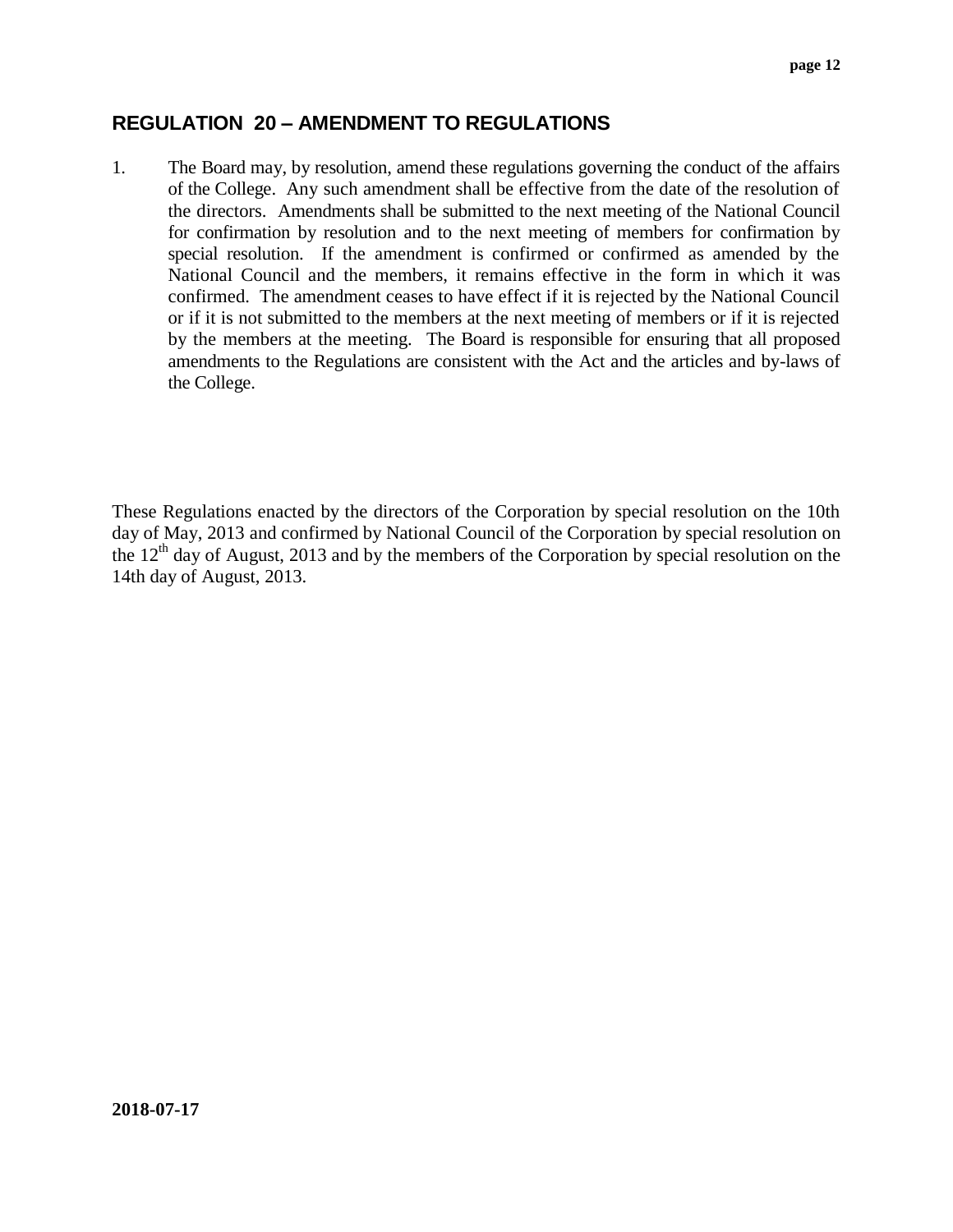## REGULATION 20 – AMENDMENT TO REGULATIONS

1. The Board may, by resolution, amend these regulations governing the conduct of the affairs of the College. Any such amendment shall be effective from the date of the resolution of the directors. Amendments shall be submitted to the next meeting of the National Council for confirmation by resolution and to the next meeting of members for confirmation by special resolution. If the amendment is confirmed or confirmed as amended by the National Council and the members, it remains effective in the form in which it was confirmed. The amendment ceases to have effect if it is rejected by the National Council or if it is not submitted to the members at the next meeting of members or if it is rejected by the members at the meeting. The Board is responsible for ensuring that all proposed amendments to the Regulations are consistent with the Act and the articles and by-laws of the College.

These Regulations enacted by the directors of the Corporation by special resolution on the 10th day of May, 2013 and confirmed by National Council of the Corporation by special resolution on the 12th day of August, 2013 and by the members of the Corporation by special resolution on the 14th day of August, 2013.

**2018-07-17**